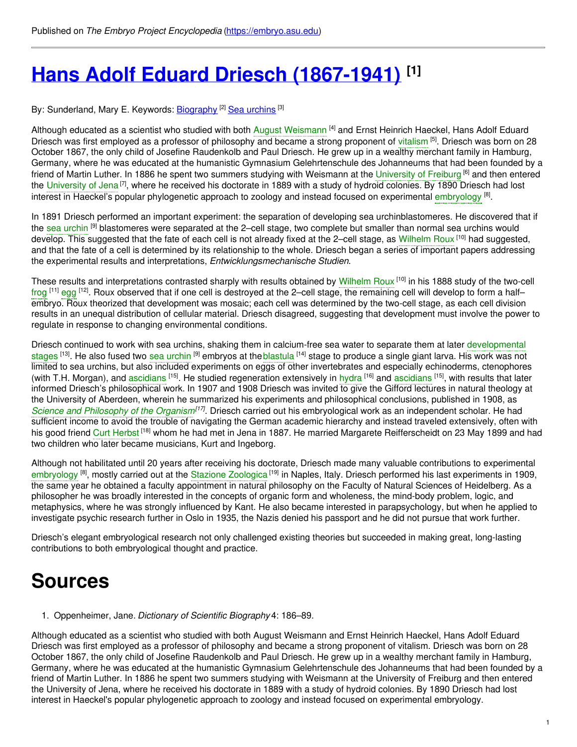Published on *The Embryo Project Encyclopedia* (https://embryo.asu.edu)

# Hans Adolf Eduard Driesch (1867-1941) [1]

By: Sunderland, Mary E. Keywords: Biography [2] Sea urchins [3]

Although educated as a scientist who studied with both August Weismann [4] and Ernst Heinrich Haeckel, Hans Adolf Eduard Driesch was first employed as a professor of philosophy and became a strong proponent of vitalism [5]. Driesch was born on 28 October 1867, the only child of Josefine Raudenkolb and Paul Driesch. He grew up in a wealthy merchant family in Hamburg, Germany, where he was educated at the humanistic Gymnasium Gelehrtenschule des Johanneums that had been founded by a friend of Martin Luther. In 1886 he spent two summers studying with Weismann at the University of Freiburg [6] and then entered the University of Jena [7], where he received his doctorate in 1889 with a study of hydroid colonies. By 1890 Driesch had lost interest in Haeckel's popular phylogenetic approach to zoology and instead focused on experimental embryology [8].

In 1891 Driesch performed an important experiment: the separation of developing sea urchinblastomeres. He discovered that if the sea urchin [9] blastomeres were separated at the 2–cell stage, two complete but smaller than normal sea urchins would develop. This suggested that the fate of each cell is not already fixed at the 2–cell stage, as Wilhelm Roux [10] had suggested, and that the fate of a cell is determined by its relationship to the whole. Driesch began a series of important papers addressing the experimental results and interpretations, *Entwicklungsmechanische Studien*.

These results and interpretations contrasted sharply with results obtained by Wilhelm Roux [10] in his 1888 study of the two-cell frog [11] egg [12]. Roux observed that if one cell is destroyed at the 2–cell stage, the remaining cell will develop to form a half–embryo. Roux theorized that development was mosaic; each cell was determined by the two-cell stage, as each cell division results in an unequal distribution of cellular material. Driesch disagreed, suggesting that development must involve the power to regulate in response to changing environmental conditions.

Driesch continued to work with sea urchins, shaking them in calcium-free sea water to separate them at later developmental stages [13]. He also fused two sea urchin [9] embryos at theblastula [14] stage to produce a single giant larva. His work was not limited to sea urchins, but also included experiments on eggs of other invertebrates and especially echinoderms, ctenophores (with T.H. Morgan), and ascidians [15]. He studied regeneration extensively in hydra [16] and ascidians [15], with results that later informed Driesch's philosophical work. In 1907 and 1908 Driesch was invited to give the Gifford lectures in natural theology at the University of Aberdeen, wherein he summarized his experiments and philosophical conclusions, published in 1908, as *Science and Philosophy of the Organism*[17]. Driesch carried out his embryological work as an independent scholar. He had sufficient income to avoid the trouble of navigating the German academic hierarchy and instead traveled extensively, often with his good friend Curt Herbst [18] whom he had met in Jena in 1887. He married Margarete Reifferscheidt on 23 May 1899 and had two children who later became musicians, Kurt and Ingeborg.

Although not habilitated until 20 years after receiving his doctorate, Driesch made many valuable contributions to experimental embryology [8], mostly carried out at the Stazione Zoologica [19] in Naples, Italy. Driesch performed his last experiments in 1909, the same year he obtained a faculty appointment in natural philosophy on the Faculty of Natural Sciences of Heidelberg. As a philosopher he was broadly interested in the concepts of organic form and wholeness, the mind-body problem, logic, and metaphysics, where he was strongly influenced by Kant. He also became interested in parapsychology, but when he applied to investigate psychic research further in Oslo in 1935, the Nazis denied his passport and he did not pursue that work further.

Driesch's elegant embryological research not only challenged existing theories but succeeded in making great, long-lasting contributions to both embryological thought and practice.

# Sources

1. Oppenheimer, Jane. *Dictionary of Scientific Biography* 4: 186–89.

Although educated as a scientist who studied with both August Weismann and Ernst Heinrich Haeckel, Hans Adolf Eduard Driesch was first employed as a professor of philosophy and became a strong proponent of vitalism. Driesch was born on 28 October 1867, the only child of Josefine Raudenkolb and Paul Driesch. He grew up in a wealthy merchant family in Hamburg, Germany, where he was educated at the humanistic Gymnasium Gelehrtenschule des Johanneums that had been founded by a friend of Martin Luther. In 1886 he spent two summers studying with Weismann at the University of Freiburg and then entered the University of Jena, where he received his doctorate in 1889 with a study of hydroid colonies. By 1890 Driesch had lost interest in Haeckel's popular phylogenetic approach to zoology and instead focused on experimental embryology.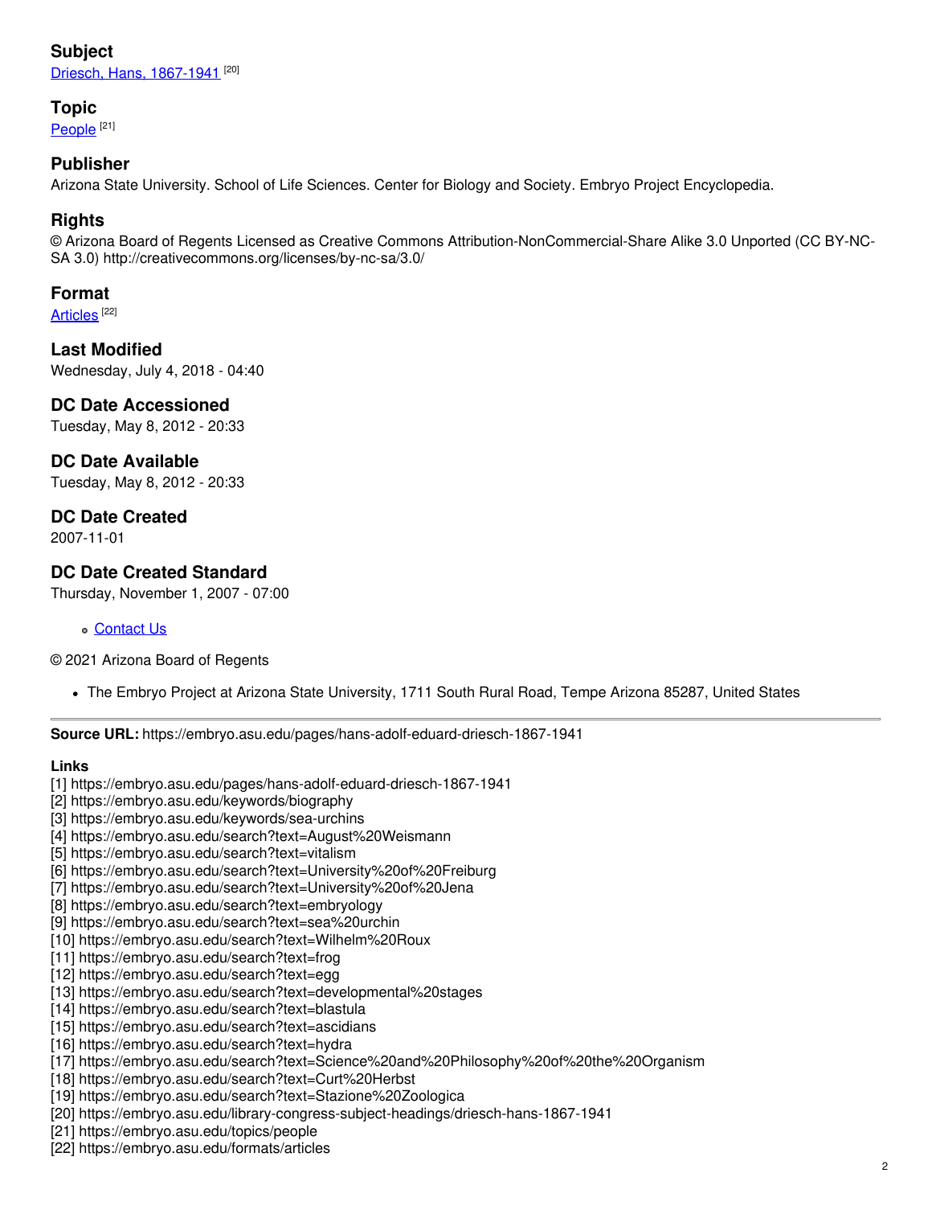### Subject

Driesch, Hans, 1867-1941 [20]

### Topic

People [21]

### Publisher

Arizona State University. School of Life Sciences. Center for Biology and Society. Embryo Project Encyclopedia.

### Rights

© Arizona Board of Regents Licensed as Creative Commons Attribution-NonCommercial-Share Alike 3.0 Unported (CC BY-NC-SA 3.0) http://creativecommons.org/licenses/by-nc-sa/3.0/

### Format

Articles [22]

### Last Modified

Wednesday, July 4, 2018 - 04:40

### DC Date Accessioned

Tuesday, May 8, 2012 - 20:33

### DC Date Available

Tuesday, May 8, 2012 - 20:33

### DC Date Created

2007-11-01

### DC Date Created Standard

Thursday, November 1, 2007 - 07:00

- Contact Us

© 2021 Arizona Board of Regents

- The Embryo Project at Arizona State University, 1711 South Rural Road, Tempe Arizona 85287, United States

---

**Source URL:** https://embryo.asu.edu/pages/hans-adolf-eduard-driesch-1867-1941

**Links**

[1] https://embryo.asu.edu/pages/hans-adolf-eduard-driesch-1867-1941
[2] https://embryo.asu.edu/keywords/biography
[3] https://embryo.asu.edu/keywords/sea-urchins
[4] https://embryo.asu.edu/search?text=August%20Weismann
[5] https://embryo.asu.edu/search?text=vitalism
[6] https://embryo.asu.edu/search?text=University%20of%20Freiburg
[7] https://embryo.asu.edu/search?text=University%20of%20Jena
[8] https://embryo.asu.edu/search?text=embryology
[9] https://embryo.asu.edu/search?text=sea%20urchin
[10] https://embryo.asu.edu/search?text=Wilhelm%20Roux
[11] https://embryo.asu.edu/search?text=frog
[12] https://embryo.asu.edu/search?text=egg
[13] https://embryo.asu.edu/search?text=developmental%20stages
[14] https://embryo.asu.edu/search?text=blastula
[15] https://embryo.asu.edu/search?text=ascidians
[16] https://embryo.asu.edu/search?text=hydra
[17] https://embryo.asu.edu/search?text=Science%20and%20Philosophy%20of%20the%20Organism
[18] https://embryo.asu.edu/search?text=Curt%20Herbst
[19] https://embryo.asu.edu/search?text=Stazione%20Zoologica
[20] https://embryo.asu.edu/library-congress-subject-headings/driesch-hans-1867-1941
[21] https://embryo.asu.edu/topics/people
[22] https://embryo.asu.edu/formats/articles